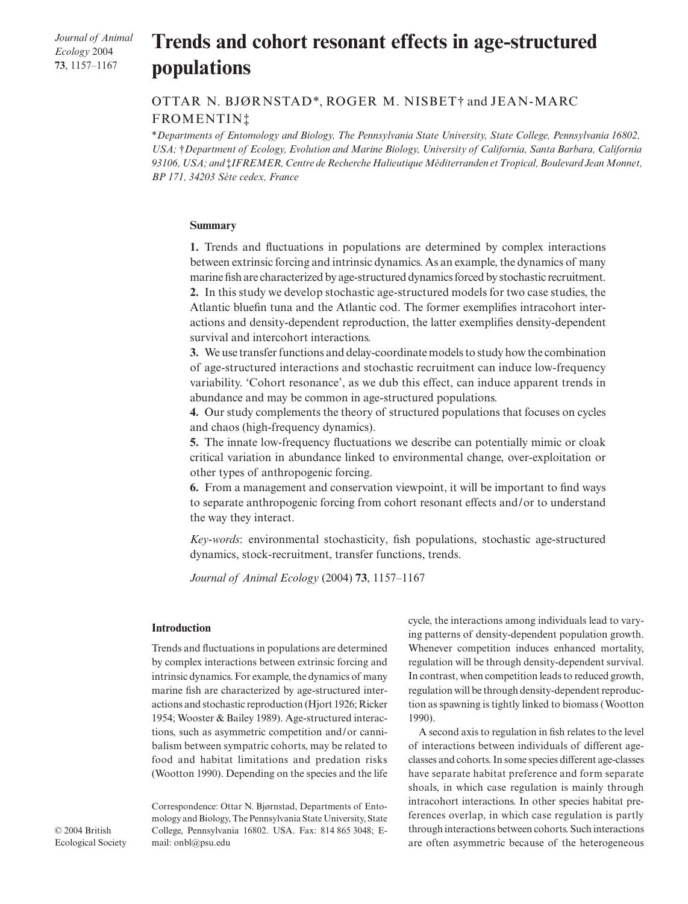# Trends and cohort resonant effects in age-structured populations

OTTAR N. BJØRNSTAD*, ROGER M. NISBET† and JEAN-MARC FROMENTIN‡

*Departments of Entomology and Biology, The Pennsylvania State University, State College, Pennsylvania 16802, USA; †Department of Ecology, Evolution and Marine Biology, University of California, Santa Barbara, California 93106, USA; and ‡IFREMER, Centre de Recherche Halieutique Méditerranden et Tropical, Boulevard Jean Monnet, BP 171, 34203 Sète cedex, France*

## Summary

**1.** Trends and fluctuations in populations are determined by complex interactions between extrinsic forcing and intrinsic dynamics. As an example, the dynamics of many marine fish are characterized by age-structured dynamics forced by stochastic recruitment.

**2.** In this study we develop stochastic age-structured models for two case studies, the Atlantic bluefin tuna and the Atlantic cod. The former exemplifies intracohort interactions and density-dependent reproduction, the latter exemplifies density-dependent survival and intercohort interactions.

**3.** We use transfer functions and delay-coordinate models to study how the combination of age-structured interactions and stochastic recruitment can induce low-frequency variability. 'Cohort resonance', as we dub this effect, can induce apparent trends in abundance and may be common in age-structured populations.

**4.** Our study complements the theory of structured populations that focuses on cycles and chaos (high-frequency dynamics).

**5.** The innate low-frequency fluctuations we describe can potentially mimic or cloak critical variation in abundance linked to environmental change, over-exploitation or other types of anthropogenic forcing.

**6.** From a management and conservation viewpoint, it will be important to find ways to separate anthropogenic forcing from cohort resonant effects and/or to understand the way they interact.

*Key-words*: environmental stochasticity, fish populations, stochastic age-structured dynamics, stock-recruitment, transfer functions, trends.

*Journal of Animal Ecology* (2004) **73**, 1157–1167

## Introduction

Trends and fluctuations in populations are determined by complex interactions between extrinsic forcing and intrinsic dynamics. For example, the dynamics of many marine fish are characterized by age-structured interactions and stochastic reproduction (Hjort 1926; Ricker 1954; Wooster & Bailey 1989). Age-structured interactions, such as asymmetric competition and/or cannibalism between sympatric cohorts, may be related to food and habitat limitations and predation risks (Wootton 1990). Depending on the species and the life cycle, the interactions among individuals lead to varying patterns of density-dependent population growth. Whenever competition induces enhanced mortality, regulation will be through density-dependent survival. In contrast, when competition leads to reduced growth, regulation will be through density-dependent reproduction as spawning is tightly linked to biomass (Wootton 1990).

A second axis to regulation in fish relates to the level of interactions between individuals of different age-classes and cohorts. In some species different age-classes have separate habitat preference and form separate shoals, in which case regulation is mainly through intracohort interactions. In other species habitat preferences overlap, in which case regulation is partly through interactions between cohorts. Such interactions are often asymmetric because of the heterogeneous

Correspondence: Ottar N. Bjørnstad, Departments of Entomology and Biology, The Pennsylvania State University, State College, Pennsylvania 16802. USA. Fax: 814 865 3048; E-mail: onbl@psu.edu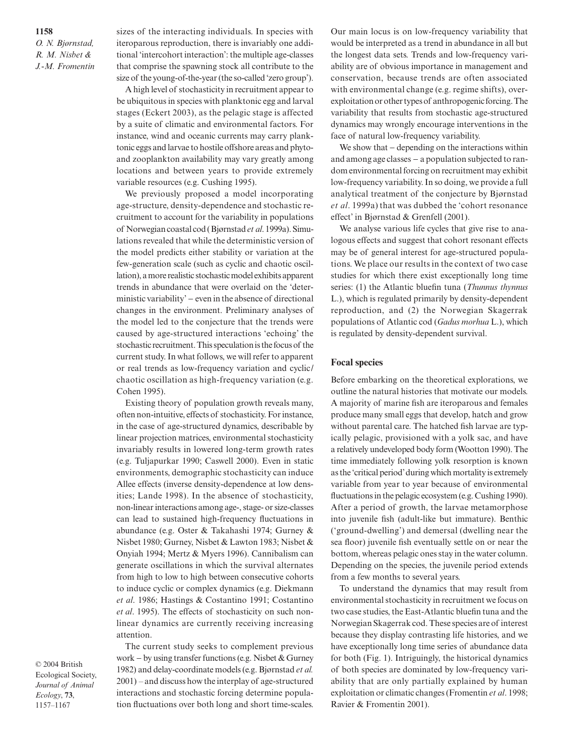sizes of the interacting individuals. In species with iteroparous reproduction, there is invariably one additional 'intercohort interaction': the multiple age-classes that comprise the spawning stock all contribute to the size of the young-of-the-year (the so-called 'zero group').

A high level of stochasticity in recruitment appear to be ubiquitous in species with planktonic egg and larval stages (Eckert 2003), as the pelagic stage is affected by a suite of climatic and environmental factors. For instance, wind and oceanic currents may carry planktonic eggs and larvae to hostile offshore areas and phyto- and zooplankton availability may vary greatly among locations and between years to provide extremely variable resources (e.g. Cushing 1995).

We previously proposed a model incorporating age-structure, density-dependence and stochastic recruitment to account for the variability in populations of Norwegian coastal cod (Bjørnstad *et al*. 1999a). Simulations revealed that while the deterministic version of the model predicts either stability or variation at the few-generation scale (such as cyclic and chaotic oscillation), a more realistic stochastic model exhibits apparent trends in abundance that were overlaid on the 'deterministic variability' – even in the absence of directional changes in the environment. Preliminary analyses of the model led to the conjecture that the trends were caused by age-structured interactions 'echoing' the stochastic recruitment. This speculation is the focus of the current study. In what follows, we will refer to apparent or real trends as low-frequency variation and cyclic/chaotic oscillation as high-frequency variation (e.g. Cohen 1995).

Existing theory of population growth reveals many, often non-intuitive, effects of stochasticity. For instance, in the case of age-structured dynamics, describable by linear projection matrices, environmental stochasticity invariably results in lowered long-term growth rates (e.g. Tuljapurkar 1990; Caswell 2000). Even in static environments, demographic stochasticity can induce Allee effects (inverse density-dependence at low densities; Lande 1998). In the absence of stochasticity, non-linear interactions among age-, stage- or size-classes can lead to sustained high-frequency fluctuations in abundance (e.g. Oster & Takahashi 1974; Gurney & Nisbet 1980; Gurney, Nisbet & Lawton 1983; Nisbet & Onyiah 1994; Mertz & Myers 1996). Cannibalism can generate oscillations in which the survival alternates from high to low to high between consecutive cohorts to induce cyclic or complex dynamics (e.g. Diekmann *et al*. 1986; Hastings & Costantino 1991; Costantino *et al*. 1995). The effects of stochasticity on such non-linear dynamics are currently receiving increasing attention.

The current study seeks to complement previous work – by using transfer functions (e.g. Nisbet & Gurney 1982) and delay-coordinate models (e.g. Bjørnstad *et al.* 2001) – and discuss how the interplay of age-structured interactions and stochastic forcing determine population fluctuations over both long and short time-scales.

Our main locus is on low-frequency variability that would be interpreted as a trend in abundance in all but the longest data sets. Trends and low-frequency variability are of obvious importance in management and conservation, because trends are often associated with environmental change (e.g. regime shifts), over-exploitation or other types of anthropogenic forcing. The variability that results from stochastic age-structured dynamics may wrongly encourage interventions in the face of natural low-frequency variability.

We show that – depending on the interactions within and among age classes – a population subjected to random environmental forcing on recruitment may exhibit low-frequency variability. In so doing, we provide a full analytical treatment of the conjecture by Bjørnstad *et al*. 1999a) that was dubbed the 'cohort resonance effect' in Bjørnstad & Grenfell (2001).

We analyse various life cycles that give rise to analogous effects and suggest that cohort resonant effects may be of general interest for age-structured populations. We place our results in the context of two case studies for which there exist exceptionally long time series: (1) the Atlantic bluefin tuna (*Thunnus thynnus* L.), which is regulated primarily by density-dependent reproduction, and (2) the Norwegian Skagerrak populations of Atlantic cod (*Gadus morhua* L.), which is regulated by density-dependent survival.

## Focal species

Before embarking on the theoretical explorations, we outline the natural histories that motivate our models. A majority of marine fish are iteroparous and females produce many small eggs that develop, hatch and grow without parental care. The hatched fish larvae are typically pelagic, provisioned with a yolk sac, and have a relatively undeveloped body form (Wootton 1990). The time immediately following yolk resorption is known as the 'critical period' during which mortality is extremely variable from year to year because of environmental fluctuations in the pelagic ecosystem (e.g. Cushing 1990). After a period of growth, the larvae metamorphose into juvenile fish (adult-like but immature). Benthic ('ground-dwelling') and demersal (dwelling near the sea floor) juvenile fish eventually settle on or near the bottom, whereas pelagic ones stay in the water column. Depending on the species, the juvenile period extends from a few months to several years.

To understand the dynamics that may result from environmental stochasticity in recruitment we focus on two case studies, the East-Atlantic bluefin tuna and the Norwegian Skagerrak cod. These species are of interest because they display contrasting life histories, and we have exceptionally long time series of abundance data for both (Fig. 1). Intriguingly, the historical dynamics of both species are dominated by low-frequency variability that are only partially explained by human exploitation or climatic changes (Fromentin *et al*. 1998; Ravier & Fromentin 2001).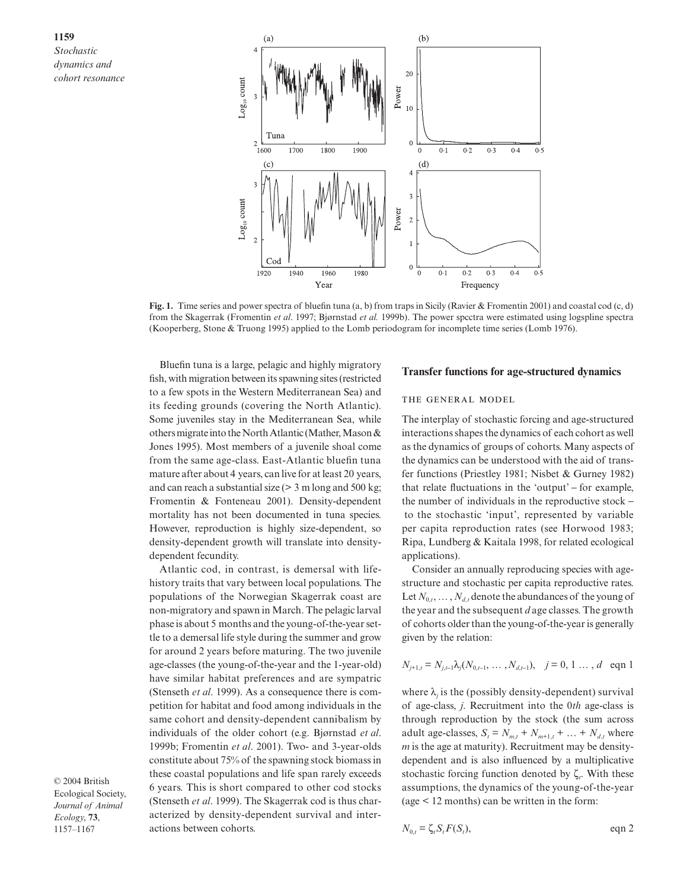**Fig. 1.** Time series and power spectra of bluefin tuna (a, b) from traps in Sicily (Ravier & Fromentin 2001) and coastal cod (c, d) from the Skagerrak (Fromentin *et al*. 1997; Bjørnstad *et al.* 1999b). The power spectra were estimated using logspline spectra (Kooperberg, Stone & Truong 1995) applied to the Lomb periodogram for incomplete time series (Lomb 1976).

Bluefin tuna is a large, pelagic and highly migratory fish, with migration between its spawning sites (restricted to a few spots in the Western Mediterranean Sea) and its feeding grounds (covering the North Atlantic). Some juveniles stay in the Mediterranean Sea, while others migrate into the North Atlantic (Mather, Mason & Jones 1995). Most members of a juvenile shoal come from the same age-class. East-Atlantic bluefin tuna mature after about 4 years, can live for at least 20 years, and can reach a substantial size (> 3 m long and 500 kg; Fromentin & Fonteneau 2001). Density-dependent mortality has not been documented in tuna species. However, reproduction is highly size-dependent, so density-dependent growth will translate into density-dependent fecundity.

Atlantic cod, in contrast, is demersal with life-history traits that vary between local populations. The populations of the Norwegian Skagerrak coast are non-migratory and spawn in March. The pelagic larval phase is about 5 months and the young-of-the-year settle to a demersal life style during the summer and grow for around 2 years before maturing. The two juvenile age-classes (the young-of-the-year and the 1-year-old) have similar habitat preferences and are sympatric (Stenseth *et al*. 1999). As a consequence there is competition for habitat and food among individuals in the same cohort and density-dependent cannibalism by individuals of the older cohort (e.g. Bjørnstad *et al*. 1999b; Fromentin *et al*. 2001). Two- and 3-year-olds constitute about 75% of the spawning stock biomass in these coastal populations and life span rarely exceeds 6 years. This is short compared to other cod stocks (Stenseth *et al*. 1999). The Skagerrak cod is thus characterized by density-dependent survival and interactions between cohorts.

## Transfer functions for age-structured dynamics

### THE GENERAL MODEL

The interplay of stochastic forcing and age-structured interactions shapes the dynamics of each cohort as well as the dynamics of groups of cohorts. Many aspects of the dynamics can be understood with the aid of transfer functions (Priestley 1981; Nisbet & Gurney 1982) that relate fluctuations in the 'output' – for example, the number of individuals in the reproductive stock – to the stochastic 'input', represented by variable per capita reproduction rates (see Horwood 1983; Ripa, Lundberg & Kaitala 1998, for related ecological applications).

Consider an annually reproducing species with age-structure and stochastic per capita reproductive rates. Let $N_{0,t}, \ldots, N_{d,t}$ denote the abundances of the young of the year and the subsequent $d$ age classes. The growth of cohorts older than the young-of-the-year is generally given by the relation:

$$N_{j+1,t} = N_{j,t-1}\lambda_j(N_{0,t-1}, \ldots, N_{d,t-1}), \quad j = 0, 1 \ldots, d \qquad \text{eqn 1}$$

where $\lambda_j$ is the (possibly density-dependent) survival of age-class, $j$. Recruitment into the $0th$ age-class is through reproduction by the stock (the sum across adult age-classes, $S_t = N_{m,t} + N_{m+1,t} + \ldots + N_{d,t}$ where $m$ is the age at maturity). Recruitment may be density-dependent and is also influenced by a multiplicative stochastic forcing function denoted by $\zeta_t$. With these assumptions, the dynamics of the young-of-the-year (age < 12 months) can be written in the form:

$$N_{0,t} = \zeta_t S_t F(S_t), \qquad \text{eqn 2}$$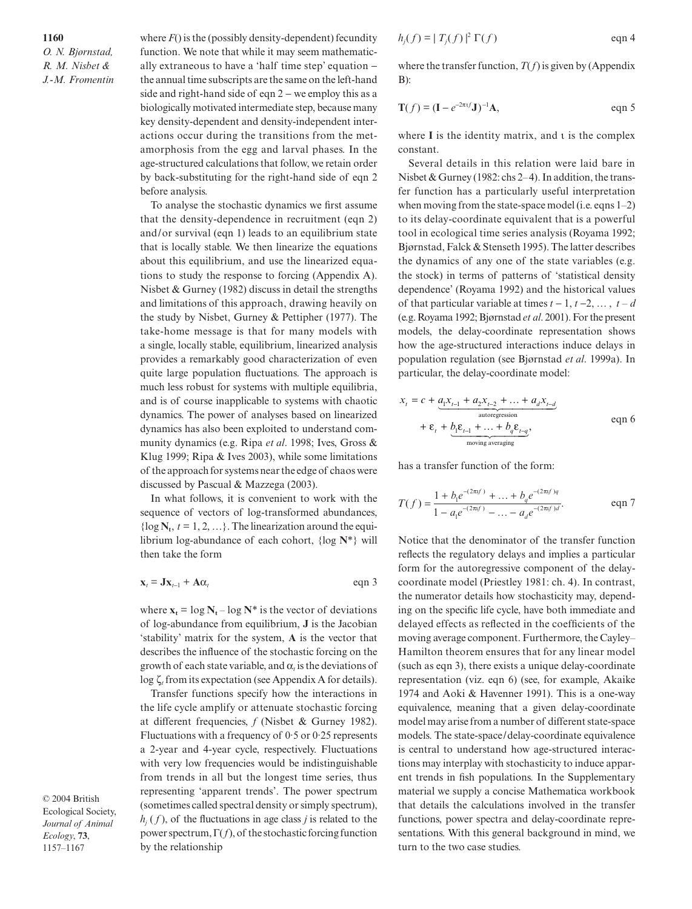where $F()$ is the (possibly density-dependent) fecundity function. We note that while it may seem mathematically extraneous to have a 'half time step' equation – the annual time subscripts are the same on the left-hand side and right-hand side of eqn 2 – we employ this as a biologically motivated intermediate step, because many key density-dependent and density-independent interactions occur during the transitions from the metamorphosis from the egg and larval phases. In the age-structured calculations that follow, we retain order by back-substituting for the right-hand side of eqn 2 before analysis.

To analyse the stochastic dynamics we first assume that the density-dependence in recruitment (eqn 2) and/or survival (eqn 1) leads to an equilibrium state that is locally stable. We then linearize the equations about this equilibrium, and use the linearized equations to study the response to forcing (Appendix A). Nisbet & Gurney (1982) discuss in detail the strengths and limitations of this approach, drawing heavily on the study by Nisbet, Gurney & Pettipher (1977). The take-home message is that for many models with a single, locally stable, equilibrium, linearized analysis provides a remarkably good characterization of even quite large population fluctuations. The approach is much less robust for systems with multiple equilibria, and is of course inapplicable to systems with chaotic dynamics. The power of analyses based on linearized dynamics has also been exploited to understand community dynamics (e.g. Ripa *et al*. 1998; Ives, Gross & Klug 1999; Ripa & Ives 2003), while some limitations of the approach for systems near the edge of chaos were discussed by Pascual & Mazzega (2003).

In what follows, it is convenient to work with the sequence of vectors of log-transformed abundances, $\{\log \mathbf{N_t}, t = 1, 2, \ldots\}$. The linearization around the equilibrium log-abundance of each cohort, $\{\log \mathbf{N}^*\}$ will then take the form

$$\mathbf{x}_t = \mathbf{J}\mathbf{x}_{t-1} + \mathbf{A}\alpha_t \qquad \text{eqn 3}$$

where $\mathbf{x_t} = \log \mathbf{N_t} - \log \mathbf{N}^*$ is the vector of deviations of log-abundance from equilibrium, $\mathbf{J}$ is the Jacobian 'stability' matrix for the system, $\mathbf{A}$ is the vector that describes the influence of the stochastic forcing on the growth of each state variable, and $\alpha_t$ is the deviations of $\log \zeta_t$ from its expectation (see Appendix A for details).

Transfer functions specify how the interactions in the life cycle amplify or attenuate stochastic forcing at different frequencies, $f$ (Nisbet & Gurney 1982). Fluctuations with a frequency of 0·5 or 0·25 represents a 2-year and 4-year cycle, respectively. Fluctuations with very low frequencies would be indistinguishable from trends in all but the longest time series, thus representing 'apparent trends'. The power spectrum (sometimes called spectral density or simply spectrum), $h_j(f)$, of the fluctuations in age class $j$ is related to the power spectrum, $\Gamma(f)$, of the stochastic forcing function by the relationship

$$h_j(f) = |T_j(f)|^2\, \Gamma(f) \qquad \text{eqn 4}$$

where the transfer function, $T(f)$ is given by (Appendix B):

$$\mathbf{T}(f) = (\mathbf{I} - e^{-2\pi\iota f}\mathbf{J})^{-1}\mathbf{A}, \qquad \text{eqn 5}$$

where $\mathbf{I}$ is the identity matrix, and $\iota$ is the complex constant.

Several details in this relation were laid bare in Nisbet & Gurney (1982: chs 2–4). In addition, the transfer function has a particularly useful interpretation when moving from the state-space model (i.e. eqns 1–2) to its delay-coordinate equivalent that is a powerful tool in ecological time series analysis (Royama 1992; Bjørnstad, Falck & Stenseth 1995). The latter describes the dynamics of any one of the state variables (e.g. the stock) in terms of patterns of 'statistical density dependence' (Royama 1992) and the historical values of that particular variable at times $t-1, t-2, \ldots, t-d$ (e.g. Royama 1992; Bjørnstad *et al*. 2001). For the present models, the delay-coordinate representation shows how the age-structured interactions induce delays in population regulation (see Bjørnstad *et al*. 1999a). In particular, the delay-coordinate model:

$$x_t = c + \underbrace{a_1 x_{t-1} + a_2 x_{t-2} + \ldots + a_d x_{t-d}}_{\text{autoregression}} + \varepsilon_t + \underbrace{b_1 \varepsilon_{t-1} + \ldots + b_q \varepsilon_{t-q}}_{\text{moving averaging}}, \qquad \text{eqn 6}$$

has a transfer function of the form:

$$T(f) = \frac{1 + b_1 e^{-(2\pi\iota f)} + \ldots + b_q e^{-(2\pi\iota f)q}}{1 - a_1 e^{-(2\pi\iota f)} - \ldots - a_d e^{-(2\pi\iota f)d}}. \qquad \text{eqn 7}$$

Notice that the denominator of the transfer function reflects the regulatory delays and implies a particular form for the autoregressive component of the delay-coordinate model (Priestley 1981: ch. 4). In contrast, the numerator details how stochasticity may, depending on the specific life cycle, have both immediate and delayed effects as reflected in the coefficients of the moving average component. Furthermore, the Cayley–Hamilton theorem ensures that for any linear model (such as eqn 3), there exists a unique delay-coordinate representation (viz. eqn 6) (see, for example, Akaike 1974 and Aoki & Havenner 1991). This is a one-way equivalence, meaning that a given delay-coordinate model may arise from a number of different state-space models. The state-space/delay-coordinate equivalence is central to understand how age-structured interactions may interplay with stochasticity to induce apparent trends in fish populations. In the Supplementary material we supply a concise Mathematica workbook that details the calculations involved in the transfer functions, power spectra and delay-coordinate representations. With this general background in mind, we turn to the two case studies.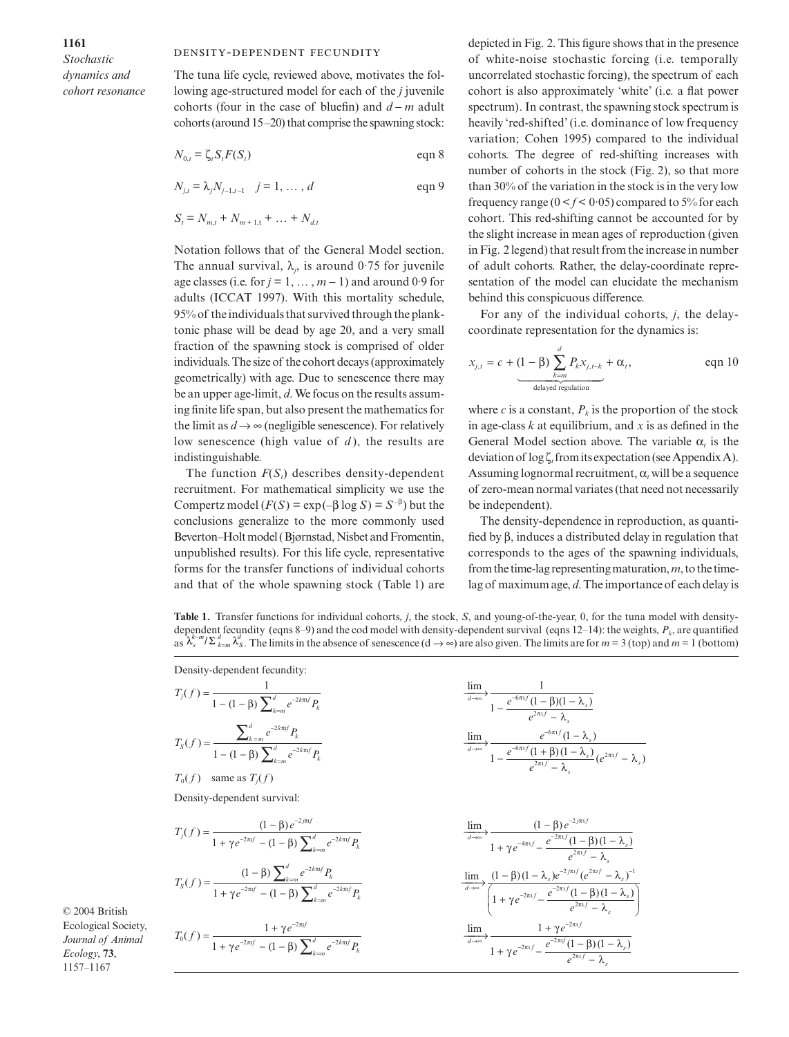### DENSITY-DEPENDENT FECUNDITY

The tuna life cycle, reviewed above, motivates the following age-structured model for each of the $j$ juvenile cohorts (four in the case of bluefin) and $d - m$ adult cohorts (around 15–20) that comprise the spawning stock:

$$N_{0,t} = \zeta_t S_t F(S_t) \qquad \text{eqn 8}$$

$$N_{j,t} = \lambda_j N_{j-1,t-1} \quad j = 1, \dots, d \qquad \text{eqn 9}$$

$$S_t = N_{m,t} + N_{m+1,t} + \dots + N_{d,t}$$

Notation follows that of the General Model section. The annual survival, $\lambda_j$, is around 0·75 for juvenile age classes (i.e. for $j = 1, \dots, m - 1$) and around 0·9 for adults (ICCAT 1997). With this mortality schedule, 95% of the individuals that survived through the planktonic phase will be dead by age 20, and a very small fraction of the spawning stock is comprised of older individuals. The size of the cohort decays (approximately geometrically) with age. Due to senescence there may be an upper age-limit, $d$. We focus on the results assuming finite life span, but also present the mathematics for the limit as $d \to \infty$ (negligible senescence). For relatively low senescence (high value of $d$), the results are indistinguishable.

The function $F(S_t)$ describes density-dependent recruitment. For mathematical simplicity we use the Compertz model ($F(S) = \exp(-\beta \log S) = S^{-\beta}$) but the conclusions generalize to the more commonly used Beverton–Holt model (Bjørnstad, Nisbet and Fromentin, unpublished results). For this life cycle, representative forms for the transfer functions of individual cohorts and that of the whole spawning stock (Table 1) are depicted in Fig. 2. This figure shows that in the presence of white-noise stochastic forcing (i.e. temporally uncorrelated stochastic forcing), the spectrum of each cohort is also approximately 'white' (i.e. a flat power spectrum). In contrast, the spawning stock spectrum is heavily 'red-shifted' (i.e. dominance of low frequency variation; Cohen 1995) compared to the individual cohorts. The degree of red-shifting increases with number of cohorts in the stock (Fig. 2), so that more than 30% of the variation in the stock is in the very low frequency range ($0 < f < 0·05$) compared to 5% for each cohort. This red-shifting cannot be accounted for by the slight increase in mean ages of reproduction (given in Fig. 2 legend) that result from the increase in number of adult cohorts. Rather, the delay-coordinate representation of the model can elucidate the mechanism behind this conspicuous difference.

For any of the individual cohorts, $j$, the delay-coordinate representation for the dynamics is:

$$x_{j,t} = c + \underbrace{(1-\beta)\sum_{k=m}^{d} P_k x_{j,t-k}}_{\text{delayed regulation}} + \alpha_t, \qquad \text{eqn 10}$$

where $c$ is a constant, $P_k$ is the proportion of the stock in age-class $k$ at equilibrium, and $x$ is as defined in the General Model section above. The variable $\alpha_t$ is the deviation of $\log \zeta_t$ from its expectation (see Appendix A). Assuming lognormal recruitment, $\alpha_t$ will be a sequence of zero-mean normal variates (that need not necessarily be independent).

The density-dependence in reproduction, as quantified by $\beta$, induces a distributed delay in regulation that corresponds to the ages of the spawning individuals, from the time-lag representing maturation, $m$, to the time-lag of maximum age, $d$. The importance of each delay is

**Table 1.** Transfer functions for individual cohorts, $j$, the stock, $S$, and young-of-the-year, 0, for the tuna model with density-dependent fecundity (eqns 8–9) and the cod model with density-dependent survival (eqns 12–14): the weights, $P_k$, are quantified as $\lambda_s^{k-m} / \sum_{k=m}^{d} \lambda_s^{d}$. The limits in the absence of senescence ($d \to \infty$) are also given. The limits are for $m = 3$ (top) and $m = 1$ (bottom)

| Transfer function | Limit $d \to \infty$ |
|---|---|
| **Density-dependent fecundity:** | |
| $T_j(f) = \dfrac{1}{1-(1-\beta)\sum_{k=m}^{d} e^{-2k\pi\iota f} P_k}$ | $\xrightarrow[d\to\infty]{\lim} \dfrac{1}{1-\dfrac{e^{-6\pi\iota f}(1-\beta)(1-\lambda_s)}{e^{2\pi\iota f}-\lambda_s}}$ |
| $T_S(f) = \dfrac{\sum_{k=m}^{d} e^{-2k\pi\iota f} P_k}{1-(1-\beta)\sum_{k=m}^{d} e^{-2k\pi\iota f} P_k}$ | $\xrightarrow[d\to\infty]{\lim} \dfrac{e^{-6\pi\iota f}(1-\lambda_s)}{1-\dfrac{e^{-6\pi\iota f}(1+\beta)(1-\lambda_s)}{e^{2\pi\iota f}-\lambda_s}(e^{2\pi\iota f}-\lambda_s)}$ |
| $T_0(f)$ same as $T_j(f)$ | |
| **Density-dependent survival:** | |
| $T_j(f) = \dfrac{(1-\beta)e^{-2j\pi\iota f}}{1+\gamma e^{-2\pi\iota f}-(1-\beta)\sum_{k=m}^{d} e^{-2k\pi\iota f} P_k}$ | $\xrightarrow[d\to\infty]{\lim} \dfrac{(1-\beta)e^{-2j\pi\iota f}}{1+\gamma e^{-4\pi\iota f}-\dfrac{e^{-2\pi\iota f}(1-\beta)(1-\lambda_s)}{e^{2\pi\iota f}-\lambda_s}}$ |
| $T_S(f) = \dfrac{(1-\beta)\sum_{k=m}^{d} e^{-2k\pi\iota f} P_k}{1+\gamma e^{-2\pi\iota f}-(1-\beta)\sum_{k=m}^{d} e^{-2k\pi\iota f} P_k}$ | $\xrightarrow[d\to\infty]{\lim} \dfrac{(1-\beta)(1-\lambda_s)e^{-2j\pi\iota f}(e^{2\pi\iota f}-\lambda_s)^{-1}}{\left(1+\gamma e^{-2\pi\iota f}-\dfrac{e^{-2\pi\iota f}(1-\beta)(1-\lambda_s)}{e^{2\pi\iota f}-\lambda_s}\right)}$ |
| $T_0(f) = \dfrac{1+\gamma e^{-2\pi\iota f}}{1+\gamma e^{-2\pi\iota f}-(1-\beta)\sum_{k=m}^{d} e^{-2k\pi\iota f} P_k}$ | $\xrightarrow[d\to\infty]{\lim} \dfrac{1+\gamma e^{-2\pi\iota f}}{1+\gamma e^{-2\pi\iota f}-\dfrac{e^{-2\pi\iota f}(1-\beta)(1-\lambda_s)}{e^{2\pi\iota f}-\lambda_s}}$ |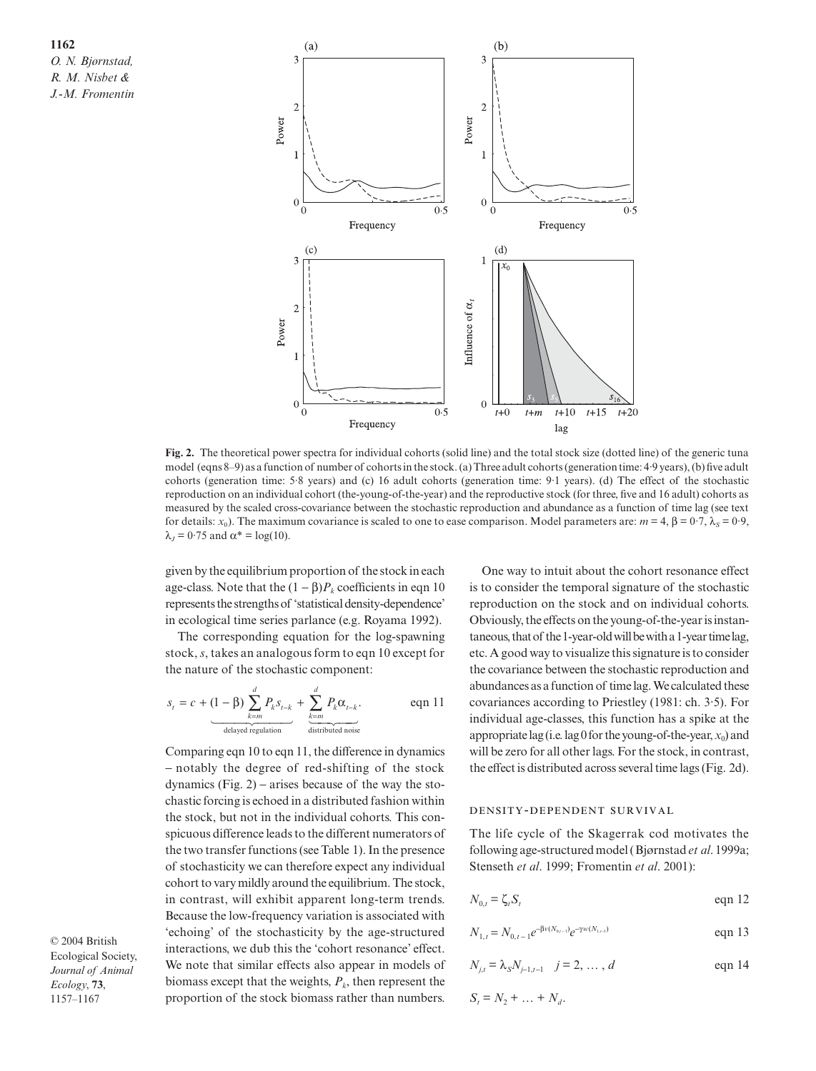**Fig. 2.** The theoretical power spectra for individual cohorts (solid line) and the total stock size (dotted line) of the generic tuna model (eqns 8–9) as a function of number of cohorts in the stock. (a) Three adult cohorts (generation time: 4·9 years), (b) five adult cohorts (generation time: 5·8 years) and (c) 16 adult cohorts (generation time: 9·1 years). (d) The effect of the stochastic reproduction on an individual cohort (the-young-of-the-year) and the reproductive stock (for three, five and 16 adult) cohorts as measured by the scaled cross-covariance between the stochastic reproduction and abundance as a function of time lag (see text for details: $x_0$). The maximum covariance is scaled to one to ease comparison. Model parameters are: $m = 4$, $\beta = 0{\cdot}7$, $\lambda_S = 0{\cdot}9$, $\lambda_J = 0{\cdot}75$ and $\alpha^* = \log(10)$.

given by the equilibrium proportion of the stock in each age-class. Note that the $(1 - \beta)P_k$ coefficients in eqn 10 represents the strengths of 'statistical density-dependence' in ecological time series parlance (e.g. Royama 1992).

The corresponding equation for the log-spawning stock, $s$, takes an analogous form to eqn 10 except for the nature of the stochastic component:

$$s_t = c + \underbrace{(1-\beta)\sum_{k=m}^{d} P_k s_{t-k}}_{\text{delayed regulation}} + \underbrace{\sum_{k=m}^{d} P_k \alpha_{t-k}}_{\text{distributed noise}}. \qquad \text{eqn 11}$$

Comparing eqn 10 to eqn 11, the difference in dynamics – notably the degree of red-shifting of the stock dynamics (Fig. 2) – arises because of the way the stochastic forcing is echoed in a distributed fashion within the stock, but not in the individual cohorts. This conspicuous difference leads to the different numerators of the two transfer functions (see Table 1). In the presence of stochasticity we can therefore expect any individual cohort to vary mildly around the equilibrium. The stock, in contrast, will exhibit apparent long-term trends. Because the low-frequency variation is associated with 'echoing' of the stochasticity by the age-structured interactions, we dub this the 'cohort resonance' effect. We note that similar effects also appear in models of biomass except that the weights, $P_k$, then represent the proportion of the stock biomass rather than numbers.

One way to intuit about the cohort resonance effect is to consider the temporal signature of the stochastic reproduction on the stock and on individual cohorts. Obviously, the effects on the young-of-the-year is instantaneous, that of the 1-year-old will be with a 1-year time lag, etc. A good way to visualize this signature is to consider the covariance between the stochastic reproduction and abundances as a function of time lag. We calculated these covariances according to Priestley (1981: ch. 3·5). For individual age-classes, this function has a spike at the appropriate lag (i.e. lag 0 for the young-of-the-year, $x_0$) and will be zero for all other lags. For the stock, in contrast, the effect is distributed across several time lags (Fig. 2d).

### DENSITY-DEPENDENT SURVIVAL

The life cycle of the Skagerrak cod motivates the following age-structured model (Bjørnstad *et al*. 1999a; Stenseth *et al*. 1999; Fromentin *et al*. 2001):

$$N_{0,t} = \zeta_t S_t \qquad \text{eqn 12}$$

$$N_{1,t} = N_{0,t-1} e^{-\beta v(N_{0,t-1})} e^{-\gamma w(N_{1,t-1})} \qquad \text{eqn 13}$$

$$N_{j,t} = \lambda_S N_{j-1,t-1} \quad j = 2, \ldots, d \qquad \text{eqn 14}$$

$$S_t = N_2 + \ldots + N_d.$$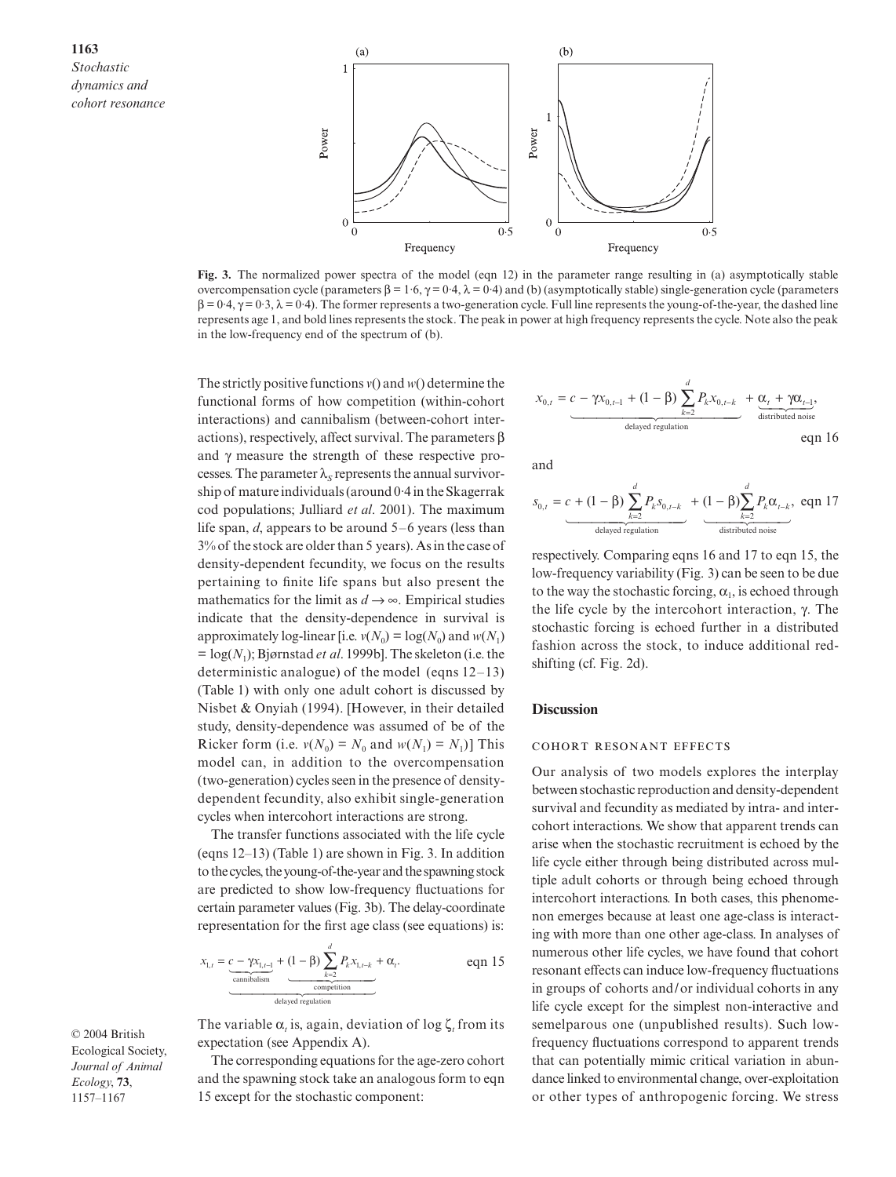**Fig. 3.** The normalized power spectra of the model (eqn 12) in the parameter range resulting in (a) asymptotically stable overcompensation cycle (parameters $\beta = 1{\cdot}6$, $\gamma = 0{\cdot}4$, $\lambda = 0{\cdot}4$) and (b) (asymptotically stable) single-generation cycle (parameters $\beta = 0{\cdot}4$, $\gamma = 0{\cdot}3$, $\lambda = 0{\cdot}4$). The former represents a two-generation cycle. Full line represents the young-of-the-year, the dashed line represents age 1, and bold lines represents the stock. The peak in power at high frequency represents the cycle. Note also the peak in the low-frequency end of the spectrum of (b).

The strictly positive functions $v()$ and $w()$ determine the functional forms of how competition (within-cohort interactions) and cannibalism (between-cohort interactions), respectively, affect survival. The parameters $\beta$ and $\gamma$ measure the strength of these respective processes. The parameter $\lambda_S$ represents the annual survivorship of mature individuals (around 0·4 in the Skagerrak cod populations; Julliard *et al*. 2001). The maximum life span, $d$, appears to be around 5–6 years (less than 3% of the stock are older than 5 years). As in the case of density-dependent fecundity, we focus on the results pertaining to finite life spans but also present the mathematics for the limit as $d \rightarrow \infty$. Empirical studies indicate that the density-dependence in survival is approximately log-linear [i.e. $v(N_0) = \log(N_0)$ and $w(N_1) = \log(N_1)$; Bjørnstad *et al*. 1999b]. The skeleton (i.e. the deterministic analogue) of the model (eqns 12–13) (Table 1) with only one adult cohort is discussed by Nisbet & Onyiah (1994). [However, in their detailed study, density-dependence was assumed of be of the Ricker form (i.e. $v(N_0) = N_0$ and $w(N_1) = N_1$)] This model can, in addition to the overcompensation (two-generation) cycles seen in the presence of density-dependent fecundity, also exhibit single-generation cycles when intercohort interactions are strong.

The transfer functions associated with the life cycle (eqns 12–13) (Table 1) are shown in Fig. 3. In addition to the cycles, the young-of-the-year and the spawning stock are predicted to show low-frequency fluctuations for certain parameter values (Fig. 3b). The delay-coordinate representation for the first age class (see equations) is:

$$x_{1,t} = \underbrace{\underbrace{c - \gamma x_{1,t-1}}_{\text{cannibalism}} + \underbrace{(1-\beta)\sum_{k=2}^{d} P_k x_{1,t-k}}_{\text{competition}}}_{\text{delayed regulation}} + \alpha_t. \qquad \text{eqn 15}$$

The variable $\alpha_t$ is, again, deviation of $\log \zeta_t$ from its expectation (see Appendix A).

The corresponding equations for the age-zero cohort and the spawning stock take an analogous form to eqn 15 except for the stochastic component:

$$x_{0,t} = \underbrace{c - \gamma x_{0,t-1} + (1-\beta)\sum_{k=2}^{d} P_k x_{0,t-k}}_{\text{delayed regulation}} + \underbrace{\alpha_t + \gamma \alpha_{t-1}}_{\text{distributed noise}}, \qquad \text{eqn 16}$$

and

$$s_{0,t} = \underbrace{c + (1-\beta)\sum_{k=2}^{d} P_k s_{0,t-k}}_{\text{delayed regulation}} + \underbrace{(1-\beta)\sum_{k=2}^{d} P_k \alpha_{t-k}}_{\text{distributed noise}}, \qquad \text{eqn 17}$$

respectively. Comparing eqns 16 and 17 to eqn 15, the low-frequency variability (Fig. 3) can be seen to be due to the way the stochastic forcing, $\alpha_1$, is echoed through the life cycle by the intercohort interaction, $\gamma$. The stochastic forcing is echoed further in a distributed fashion across the stock, to induce additional red-shifting (cf. Fig. 2d).

## Discussion

### COHORT RESONANT EFFECTS

Our analysis of two models explores the interplay between stochastic reproduction and density-dependent survival and fecundity as mediated by intra- and intercohort interactions. We show that apparent trends can arise when the stochastic recruitment is echoed by the life cycle either through being distributed across multiple adult cohorts or through being echoed through intercohort interactions. In both cases, this phenomenon emerges because at least one age-class is interacting with more than one other age-class. In analyses of numerous other life cycles, we have found that cohort resonant effects can induce low-frequency fluctuations in groups of cohorts and/or individual cohorts in any life cycle except for the simplest non-interactive and semelparous one (unpublished results). Such low-frequency fluctuations correspond to apparent trends that can potentially mimic critical variation in abundance linked to environmental change, over-exploitation or other types of anthropogenic forcing. We stress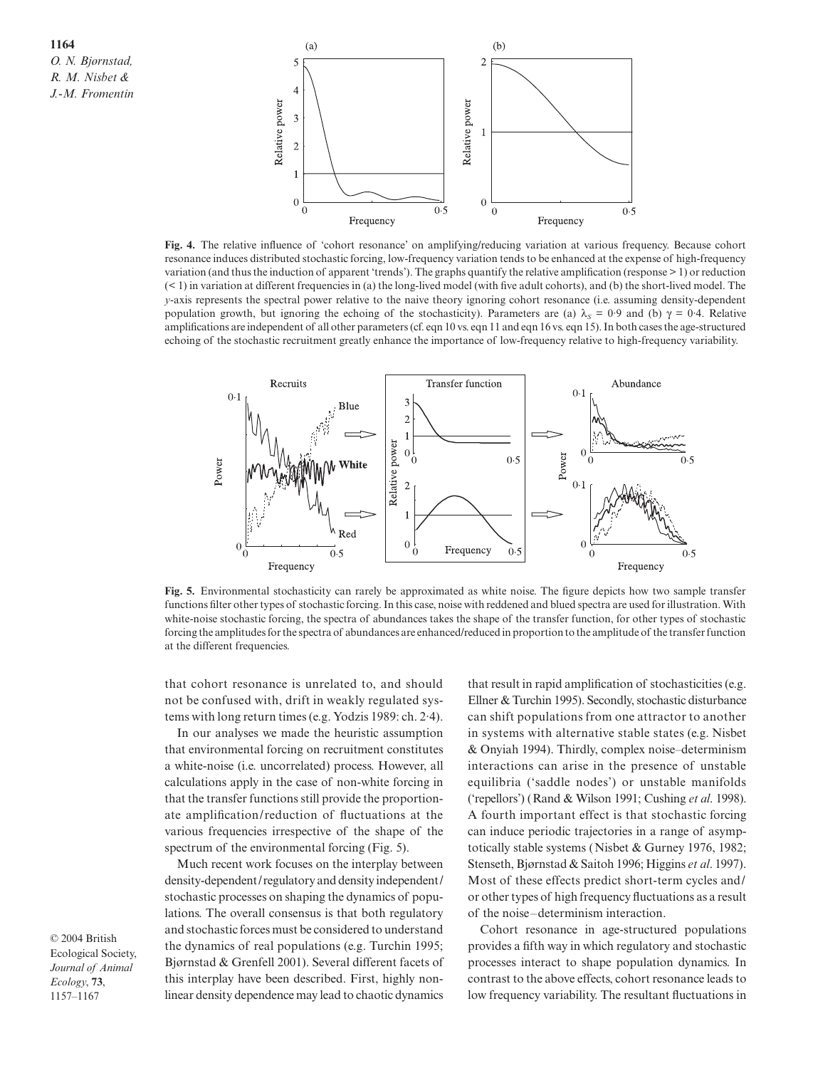**Fig. 4.** The relative influence of 'cohort resonance' on amplifying/reducing variation at various frequency. Because cohort resonance induces distributed stochastic forcing, low-frequency variation tends to be enhanced at the expense of high-frequency variation (and thus the induction of apparent 'trends'). The graphs quantify the relative amplification (response > 1) or reduction (< 1) in variation at different frequencies in (a) the long-lived model (with five adult cohorts), and (b) the short-lived model. The *y*-axis represents the spectral power relative to the naive theory ignoring cohort resonance (i.e. assuming density-dependent population growth, but ignoring the echoing of the stochasticity). Parameters are (a) $\lambda_S = 0{\cdot}9$ and (b) $\gamma = 0{\cdot}4$. Relative amplifications are independent of all other parameters (cf. eqn 10 vs. eqn 11 and eqn 16 vs. eqn 15). In both cases the age-structured echoing of the stochastic recruitment greatly enhance the importance of low-frequency relative to high-frequency variability.

**Fig. 5.** Environmental stochasticity can rarely be approximated as white noise. The figure depicts how two sample transfer functions filter other types of stochastic forcing. In this case, noise with reddened and blued spectra are used for illustration. With white-noise stochastic forcing, the spectra of abundances takes the shape of the transfer function, for other types of stochastic forcing the amplitudes for the spectra of abundances are enhanced/reduced in proportion to the amplitude of the transfer function at the different frequencies.

that cohort resonance is unrelated to, and should not be confused with, drift in weakly regulated systems with long return times (e.g. Yodzis 1989: ch. 2·4).

In our analyses we made the heuristic assumption that environmental forcing on recruitment constitutes a white-noise (i.e. uncorrelated) process. However, all calculations apply in the case of non-white forcing in that the transfer functions still provide the proportionate amplification/reduction of fluctuations at the various frequencies irrespective of the shape of the spectrum of the environmental forcing (Fig. 5).

Much recent work focuses on the interplay between density-dependent/regulatory and density independent/stochastic processes on shaping the dynamics of populations. The overall consensus is that both regulatory and stochastic forces must be considered to understand the dynamics of real populations (e.g. Turchin 1995; Bjørnstad & Grenfell 2001). Several different facets of this interplay have been described. First, highly nonlinear density dependence may lead to chaotic dynamics that result in rapid amplification of stochasticities (e.g. Ellner & Turchin 1995). Secondly, stochastic disturbance can shift populations from one attractor to another in systems with alternative stable states (e.g. Nisbet & Onyiah 1994). Thirdly, complex noise–determinism interactions can arise in the presence of unstable equilibria ('saddle nodes') or unstable manifolds ('repellors') (Rand & Wilson 1991; Cushing *et al*. 1998). A fourth important effect is that stochastic forcing can induce periodic trajectories in a range of asymptotically stable systems (Nisbet & Gurney 1976, 1982; Stenseth, Bjørnstad & Saitoh 1996; Higgins *et al*. 1997). Most of these effects predict short-term cycles and/or other types of high frequency fluctuations as a result of the noise–determinism interaction.

Cohort resonance in age-structured populations provides a fifth way in which regulatory and stochastic processes interact to shape population dynamics. In contrast to the above effects, cohort resonance leads to low frequency variability. The resultant fluctuations in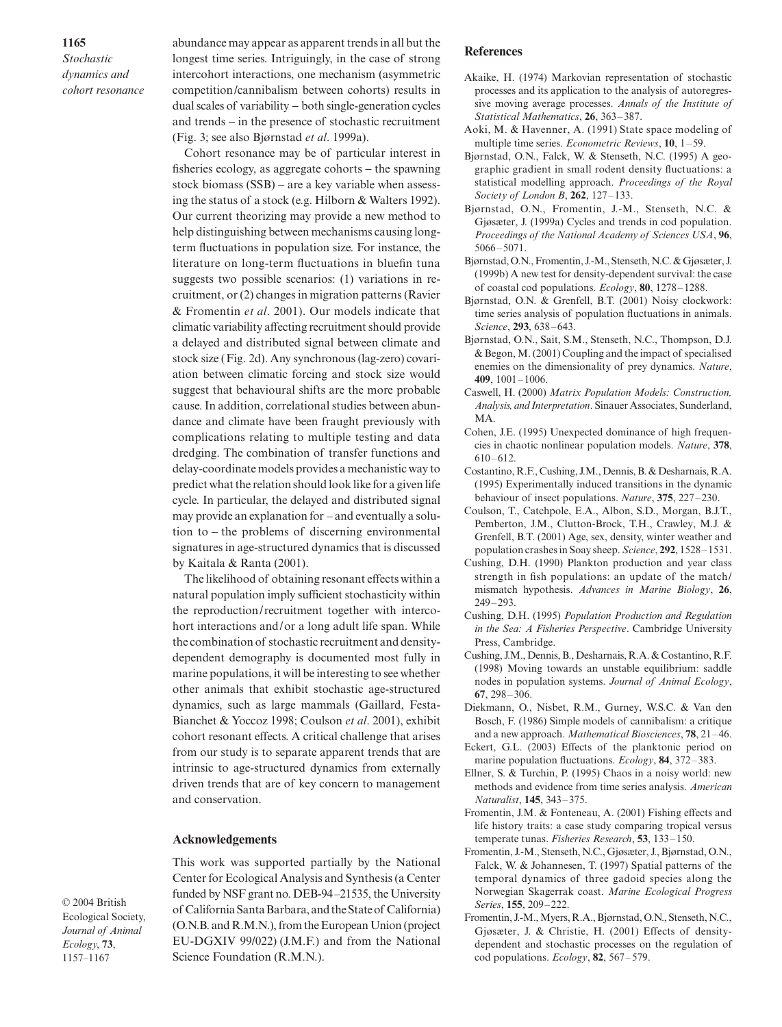abundance may appear as apparent trends in all but the longest time series. Intriguingly, in the case of strong intercohort interactions, one mechanism (asymmetric competition/cannibalism between cohorts) results in dual scales of variability – both single-generation cycles and trends – in the presence of stochastic recruitment (Fig. 3; see also Bjørnstad *et al*. 1999a).

Cohort resonance may be of particular interest in fisheries ecology, as aggregate cohorts – the spawning stock biomass (SSB) – are a key variable when assessing the status of a stock (e.g. Hilborn & Walters 1992). Our current theorizing may provide a new method to help distinguishing between mechanisms causing long-term fluctuations in population size. For instance, the literature on long-term fluctuations in bluefin tuna suggests two possible scenarios: (1) variations in recruitment, or (2) changes in migration patterns (Ravier & Fromentin *et al*. 2001). Our models indicate that climatic variability affecting recruitment should provide a delayed and distributed signal between climate and stock size (Fig. 2d). Any synchronous (lag-zero) covariation between climatic forcing and stock size would suggest that behavioural shifts are the more probable cause. In addition, correlational studies between abundance and climate have been fraught previously with complications relating to multiple testing and data dredging. The combination of transfer functions and delay-coordinate models provides a mechanistic way to predict what the relation should look like for a given life cycle. In particular, the delayed and distributed signal may provide an explanation for – and eventually a solution to – the problems of discerning environmental signatures in age-structured dynamics that is discussed by Kaitala & Ranta (2001).

The likelihood of obtaining resonant effects within a natural population imply sufficient stochasticity within the reproduction/recruitment together with intercohort interactions and/or a long adult life span. While the combination of stochastic recruitment and density-dependent demography is documented most fully in marine populations, it will be interesting to see whether other animals that exhibit stochastic age-structured dynamics, such as large mammals (Gaillard, Festa-Bianchet & Yoccoz 1998; Coulson *et al*. 2001), exhibit cohort resonant effects. A critical challenge that arises from our study is to separate apparent trends that are intrinsic to age-structured dynamics from externally driven trends that are of key concern to management and conservation.

## Acknowledgements

This work was supported partially by the National Center for Ecological Analysis and Synthesis (a Center funded by NSF grant no. DEB-94–21535, the University of California Santa Barbara, and the State of California) (O.N.B. and R.M.N.), from the European Union (project EU-DGXIV 99/022) (J.M.F.) and from the National Science Foundation (R.M.N.).

## References

Akaike, H. (1974) Markovian representation of stochastic processes and its application to the analysis of autoregressive moving average processes. *Annals of the Institute of Statistical Mathematics*, **26**, 363–387.

Aoki, M. & Havenner, A. (1991) State space modeling of multiple time series. *Econometric Reviews*, **10**, 1–59.

Bjørnstad, O.N., Falck, W. & Stenseth, N.C. (1995) A geographic gradient in small rodent density fluctuations: a statistical modelling approach. *Proceedings of the Royal Society of London B*, **262**, 127–133.

Bjørnstad, O.N., Fromentin, J.-M., Stenseth, N.C. & Gjøsæter, J. (1999a) Cycles and trends in cod population. *Proceedings of the National Academy of Sciences USA*, **96**, 5066–5071.

Bjørnstad, O.N., Fromentin, J.-M., Stenseth, N.C. & Gjøsæter, J. (1999b) A new test for density-dependent survival: the case of coastal cod populations. *Ecology*, **80**, 1278–1288.

Bjørnstad, O.N. & Grenfell, B.T. (2001) Noisy clockwork: time series analysis of population fluctuations in animals. *Science*, **293**, 638–643.

Bjørnstad, O.N., Sait, S.M., Stenseth, N.C., Thompson, D.J. & Begon, M. (2001) Coupling and the impact of specialised enemies on the dimensionality of prey dynamics. *Nature*, **409**, 1001–1006.

Caswell, H. (2000) *Matrix Population Models: Construction, Analysis, and Interpretation*. Sinauer Associates, Sunderland, MA.

Cohen, J.E. (1995) Unexpected dominance of high frequencies in chaotic nonlinear population models. *Nature*, **378**, 610–612.

Costantino, R.F., Cushing, J.M., Dennis, B. & Desharnais, R.A. (1995) Experimentally induced transitions in the dynamic behaviour of insect populations. *Nature*, **375**, 227–230.

Coulson, T., Catchpole, E.A., Albon, S.D., Morgan, B.J.T., Pemberton, J.M., Clutton-Brock, T.H., Crawley, M.J. & Grenfell, B.T. (2001) Age, sex, density, winter weather and population crashes in Soay sheep. *Science*, **292**, 1528–1531.

Cushing, D.H. (1990) Plankton production and year class strength in fish populations: an update of the match/mismatch hypothesis. *Advances in Marine Biology*, **26**, 249–293.

Cushing, D.H. (1995) *Population Production and Regulation in the Sea: A Fisheries Perspective*. Cambridge University Press, Cambridge.

Cushing, J.M., Dennis, B., Desharnais, R.A. & Costantino, R.F. (1998) Moving towards an unstable equilibrium: saddle nodes in population systems. *Journal of Animal Ecology*, **67**, 298–306.

Diekmann, O., Nisbet, R.M., Gurney, W.S.C. & Van den Bosch, F. (1986) Simple models of cannibalism: a critique and a new approach. *Mathematical Biosciences*, **78**, 21–46.

Eckert, G.L. (2003) Effects of the planktonic period on marine population fluctuations. *Ecology*, **84**, 372–383.

Ellner, S. & Turchin, P. (1995) Chaos in a noisy world: new methods and evidence from time series analysis. *American Naturalist*, **145**, 343–375.

Fromentin, J.M. & Fonteneau, A. (2001) Fishing effects and life history traits: a case study comparing tropical versus temperate tunas. *Fisheries Research*, **53**, 133–150.

Fromentin, J.-M., Stenseth, N.C., Gjøsæter, J., Bjørnstad, O.N., Falck, W. & Johannesen, T. (1997) Spatial patterns of the temporal dynamics of three gadoid species along the Norwegian Skagerrak coast. *Marine Ecological Progress Series*, **155**, 209–222.

Fromentin, J.-M., Myers, R.A., Bjørnstad, O.N., Stenseth, N.C., Gjøsæter, J. & Christie, H. (2001) Effects of density-dependent and stochastic processes on the regulation of cod populations. *Ecology*, **82**, 567–579.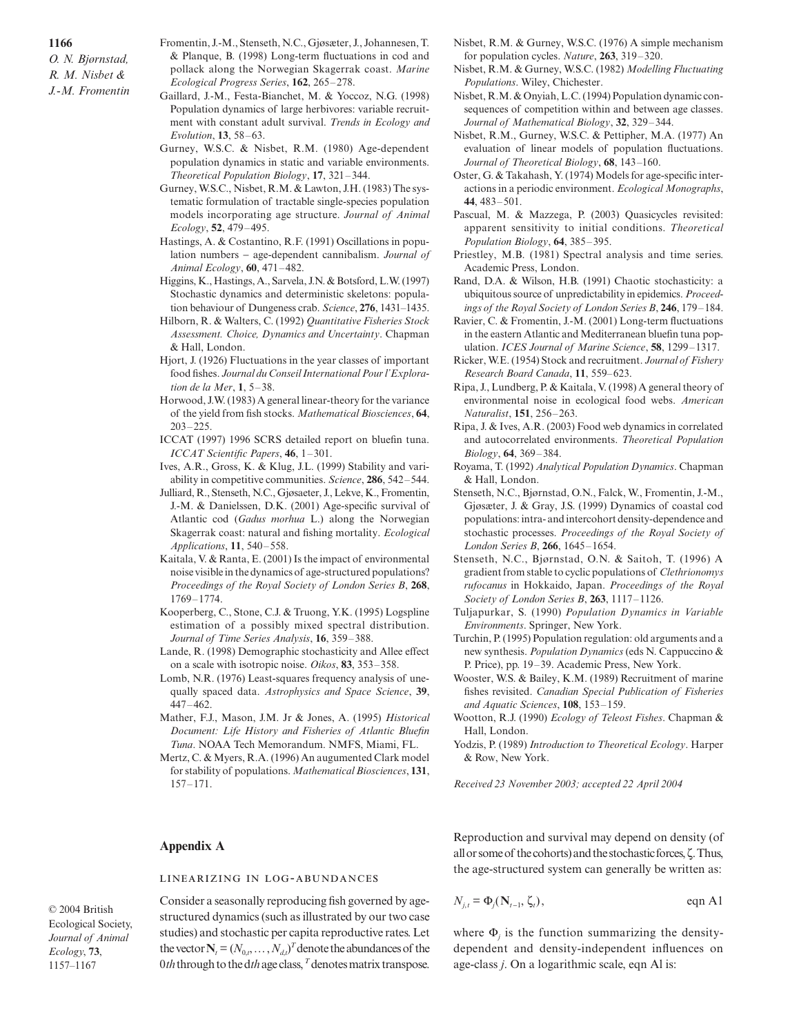Fromentin, J.-M., Stenseth, N.C., Gjøsæter, J., Johannesen, T. & Planque, B. (1998) Long-term fluctuations in cod and pollack along the Norwegian Skagerrak coast. *Marine Ecological Progress Series*, **162**, 265–278.

Gaillard, J.-M., Festa-Bianchet, M. & Yoccoz, N.G. (1998) Population dynamics of large herbivores: variable recruitment with constant adult survival. *Trends in Ecology and Evolution*, **13**, 58–63.

Gurney, W.S.C. & Nisbet, R.M. (1980) Age-dependent population dynamics in static and variable environments. *Theoretical Population Biology*, **17**, 321–344.

Gurney, W.S.C., Nisbet, R.M. & Lawton, J.H. (1983) The systematic formulation of tractable single-species population models incorporating age structure. *Journal of Animal Ecology*, **52**, 479–495.

Hastings, A. & Costantino, R.F. (1991) Oscillations in population numbers – age-dependent cannibalism. *Journal of Animal Ecology*, **60**, 471–482.

Higgins, K., Hastings, A., Sarvela, J.N. & Botsford, L.W. (1997) Stochastic dynamics and deterministic skeletons: population behaviour of Dungeness crab. *Science*, **276**, 1431–1435.

Hilborn, R. & Walters, C. (1992) *Quantitative Fisheries Stock Assessment. Choice, Dynamics and Uncertainty*. Chapman & Hall, London.

Hjort, J. (1926) Fluctuations in the year classes of important food fishes. *Journal du Conseil International Pour l'Exploration de la Mer*, **1**, 5–38.

Horwood, J.W. (1983) A general linear-theory for the variance of the yield from fish stocks. *Mathematical Biosciences*, **64**, 203–225.

ICCAT (1997) 1996 SCRS detailed report on bluefin tuna. *ICCAT Scientific Papers*, **46**, 1–301.

Ives, A.R., Gross, K. & Klug, J.L. (1999) Stability and variability in competitive communities. *Science*, **286**, 542–544.

Julliard, R., Stenseth, N.C., Gjøsaeter, J., Lekve, K., Fromentin, J.-M. & Danielssen, D.K. (2001) Age-specific survival of Atlantic cod (*Gadus morhua* L.) along the Norwegian Skagerrak coast: natural and fishing mortality. *Ecological Applications*, **11**, 540–558.

Kaitala, V. & Ranta, E. (2001) Is the impact of environmental noise visible in the dynamics of age-structured populations? *Proceedings of the Royal Society of London Series B*, **268**, 1769–1774.

Kooperberg, C., Stone, C.J. & Truong, Y.K. (1995) Logspline estimation of a possibly mixed spectral distribution. *Journal of Time Series Analysis*, **16**, 359–388.

Lande, R. (1998) Demographic stochasticity and Allee effect on a scale with isotropic noise. *Oikos*, **83**, 353–358.

Lomb, N.R. (1976) Least-squares frequency analysis of unequally spaced data. *Astrophysics and Space Science*, **39**, 447–462.

Mather, F.J., Mason, J.M. Jr & Jones, A. (1995) *Historical Document: Life History and Fisheries of Atlantic Bluefin Tuna*. NOAA Tech Memorandum. NMFS, Miami, FL.

Mertz, C. & Myers, R.A. (1996) An augumented Clark model for stability of populations. *Mathematical Biosciences*, **131**, 157–171.

Nisbet, R.M. & Gurney, W.S.C. (1976) A simple mechanism for population cycles. *Nature*, **263**, 319–320.

Nisbet, R.M. & Gurney, W.S.C. (1982) *Modelling Fluctuating Populations*. Wiley, Chichester.

Nisbet, R.M. & Onyiah, L.C. (1994) Population dynamic consequences of competition within and between age classes. *Journal of Mathematical Biology*, **32**, 329–344.

Nisbet, R.M., Gurney, W.S.C. & Pettipher, M.A. (1977) An evaluation of linear models of population fluctuations. *Journal of Theoretical Biology*, **68**, 143–160.

Oster, G. & Takahash, Y. (1974) Models for age-specific interactions in a periodic environment. *Ecological Monographs*, **44**, 483–501.

Pascual, M. & Mazzega, P. (2003) Quasicycles revisited: apparent sensitivity to initial conditions. *Theoretical Population Biology*, **64**, 385–395.

Priestley, M.B. (1981) Spectral analysis and time series. Academic Press, London.

Rand, D.A. & Wilson, H.B. (1991) Chaotic stochasticity: a ubiquitous source of unpredictability in epidemics. *Proceedings of the Royal Society of London Series B*, **246**, 179–184.

Ravier, C. & Fromentin, J.-M. (2001) Long-term fluctuations in the eastern Atlantic and Mediterranean bluefin tuna population. *ICES Journal of Marine Science*, **58**, 1299–1317.

Ricker, W.E. (1954) Stock and recruitment. *Journal of Fishery Research Board Canada*, **11**, 559–623.

Ripa, J., Lundberg, P. & Kaitala, V. (1998) A general theory of environmental noise in ecological food webs. *American Naturalist*, **151**, 256–263.

Ripa, J. & Ives, A.R. (2003) Food web dynamics in correlated and autocorrelated environments. *Theoretical Population Biology*, **64**, 369–384.

Royama, T. (1992) *Analytical Population Dynamics*. Chapman & Hall, London.

Stenseth, N.C., Bjørnstad, O.N., Falck, W., Fromentin, J.-M., Gjøsæter, J. & Gray, J.S. (1999) Dynamics of coastal cod populations: intra- and intercohort density-dependence and stochastic processes. *Proceedings of the Royal Society of London Series B*, **266**, 1645–1654.

Stenseth, N.C., Bjørnstad, O.N. & Saitoh, T. (1996) A gradient from stable to cyclic populations of *Clethrionomys rufocanus* in Hokkaido, Japan. *Proceedings of the Royal Society of London Series B*, **263**, 1117–1126.

Tuljapurkar, S. (1990) *Population Dynamics in Variable Environments*. Springer, New York.

Turchin, P. (1995) Population regulation: old arguments and a new synthesis. *Population Dynamics* (eds N. Cappuccino & P. Price), pp. 19–39. Academic Press, New York.

Wooster, W.S. & Bailey, K.M. (1989) Recruitment of marine fishes revisited. *Canadian Special Publication of Fisheries and Aquatic Sciences*, **108**, 153–159.

Wootton, R.J. (1990) *Ecology of Teleost Fishes*. Chapman & Hall, London.

Yodzis, P. (1989) *Introduction to Theoretical Ecology*. Harper & Row, New York.

*Received 23 November 2003; accepted 22 April 2004*

## Appendix A

### Linearizing in log-abundances

Consider a seasonally reproducing fish governed by age-structured dynamics (such as illustrated by our two case studies) and stochastic per capita reproductive rates. Let the vector $\mathbf{N}_t = (N_{0,t}, \ldots, N_{d,t})^T$ denote the abundances of the 0*th* through to the d*th* age class, $^T$ denotes matrix transpose. Reproduction and survival may depend on density (of all or some of the cohorts) and the stochastic forces, $\zeta$. Thus, the age-structured system can generally be written as:

$$N_{j,t} = \Phi_j(\mathbf{N}_{t-1}, \zeta_t), \qquad \text{eqn A1}$$

where $\Phi_j$ is the function summarizing the density-dependent and density-independent influences on age-class $j$. On a logarithmic scale, eqn Al is: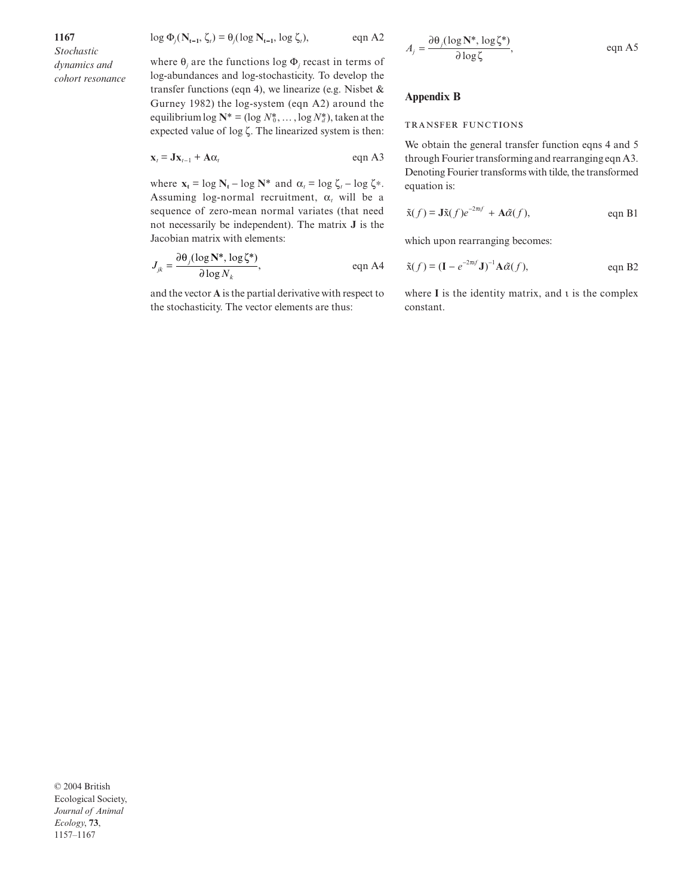$$\log \Phi_j(\mathbf{N_{t-1}}, \zeta_t) = \theta_j(\log \mathbf{N_{t-1}}, \log \zeta_t), \qquad \text{eqn A2}$$

where $\theta_j$ are the functions $\log \Phi_j$ recast in terms of log-abundances and log-stochasticity. To develop the transfer functions (eqn 4), we linearize (e.g. Nisbet & Gurney 1982) the log-system (eqn A2) around the equilibrium $\log \mathbf{N}^* = (\log N_0^*, \ldots, \log N_d^*)$, taken at the expected value of $\log \zeta$. The linearized system is then:

$$\mathbf{x}_t = \mathbf{J}\mathbf{x}_{t-1} + \mathbf{A}\alpha_t \qquad \text{eqn A3}$$

where $\mathbf{x_t} = \log \mathbf{N_t} - \log \mathbf{N}^*$ and $\alpha_t = \log \zeta_t - \log \zeta*$. Assuming log-normal recruitment, $\alpha_t$ will be a sequence of zero-mean normal variates (that need not necessarily be independent). The matrix $\mathbf{J}$ is the Jacobian matrix with elements:

$$J_{jk} = \frac{\partial \theta_j(\log \mathbf{N}^*, \log \zeta^*)}{\partial \log N_k}, \qquad \text{eqn A4}$$

and the vector $\mathbf{A}$ is the partial derivative with respect to the stochasticity. The vector elements are thus:

$$A_j = \frac{\partial \theta_j(\log \mathbf{N}^*, \log \zeta^*)}{\partial \log \zeta}, \qquad \text{eqn A5}$$

## Appendix B

### Transfer functions

We obtain the general transfer function eqns 4 and 5 through Fourier transforming and rearranging eqn A3. Denoting Fourier transforms with tilde, the transformed equation is:

$$\tilde{x}(f) = \mathbf{J}\tilde{x}(f)e^{-2\pi\iota f} + \mathbf{A}\tilde{\alpha}(f), \qquad \text{eqn B1}$$

which upon rearranging becomes:

$$\tilde{x}(f) = (\mathbf{I} - e^{-2\pi\iota f}\mathbf{J})^{-1}\mathbf{A}\tilde{\alpha}(f), \qquad \text{eqn B2}$$

where $\mathbf{I}$ is the identity matrix, and $\iota$ is the complex constant.